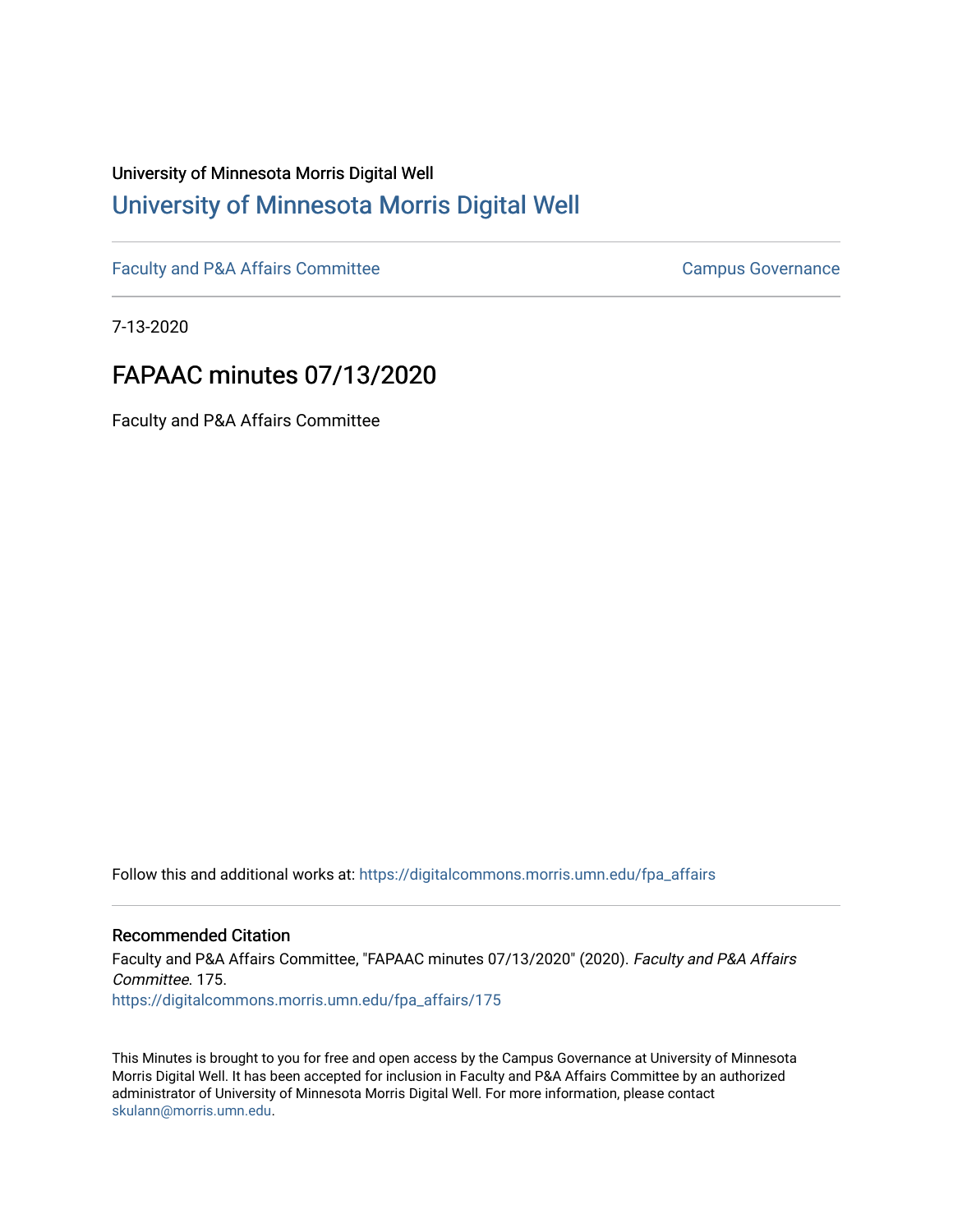University of Minnesota Morris Digital Well

# University of Minnesota Morris Digital Well

Faculty and P&A Affairs Committee | Campus Governance

7-13-2020

## FAPAAC minutes 07/13/2020

Faculty and P&A Affairs Committee

Follow this and additional works at: https://digitalcommons.morris.umn.edu/fpa_affairs

### Recommended Citation

Faculty and P&A Affairs Committee, "FAPAAC minutes 07/13/2020" (2020). *Faculty and P&A Affairs Committee*. 175.
https://digitalcommons.morris.umn.edu/fpa_affairs/175

This Minutes is brought to you for free and open access by the Campus Governance at University of Minnesota Morris Digital Well. It has been accepted for inclusion in Faculty and P&A Affairs Committee by an authorized administrator of University of Minnesota Morris Digital Well. For more information, please contact skulann@morris.umn.edu.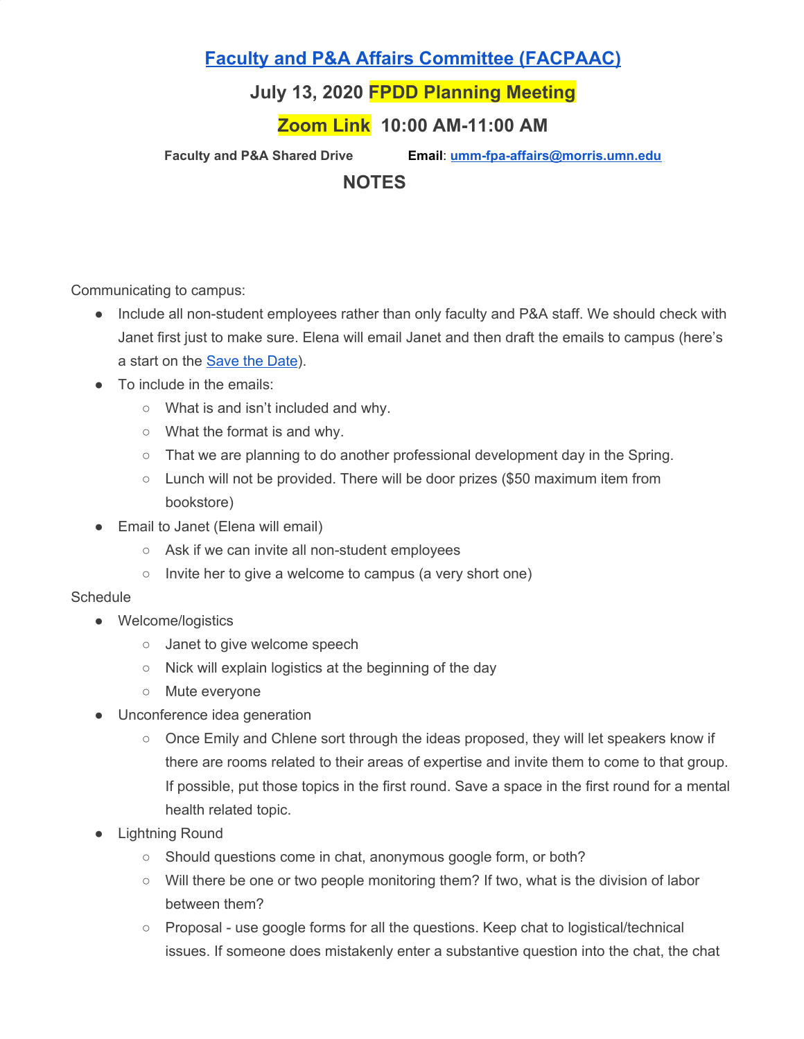# [Faculty and P&A Affairs Committee (FACPAAC)](#)

## July 13, 2020 FPDD Planning Meeting

## Zoom Link 10:00 AM-11:00 AM

**Faculty and P&A Shared Drive** **Email**: **umm-fpa-affairs@morris.umn.edu**

## NOTES

Communicating to campus:

- Include all non-student employees rather than only faculty and P&A staff. We should check with Janet first just to make sure. Elena will email Janet and then draft the emails to campus (here's a start on the Save the Date).
- To include in the emails:
  - What is and isn't included and why.
  - What the format is and why.
  - That we are planning to do another professional development day in the Spring.
  - Lunch will not be provided. There will be door prizes ($50 maximum item from bookstore)
- Email to Janet (Elena will email)
  - Ask if we can invite all non-student employees
  - Invite her to give a welcome to campus (a very short one)

Schedule

- Welcome/logistics
  - Janet to give welcome speech
  - Nick will explain logistics at the beginning of the day
  - Mute everyone
- Unconference idea generation
  - Once Emily and Chlene sort through the ideas proposed, they will let speakers know if there are rooms related to their areas of expertise and invite them to come to that group. If possible, put those topics in the first round. Save a space in the first round for a mental health related topic.
- Lightning Round
  - Should questions come in chat, anonymous google form, or both?
  - Will there be one or two people monitoring them? If two, what is the division of labor between them?
  - Proposal - use google forms for all the questions. Keep chat to logistical/technical issues. If someone does mistakenly enter a substantive question into the chat, the chat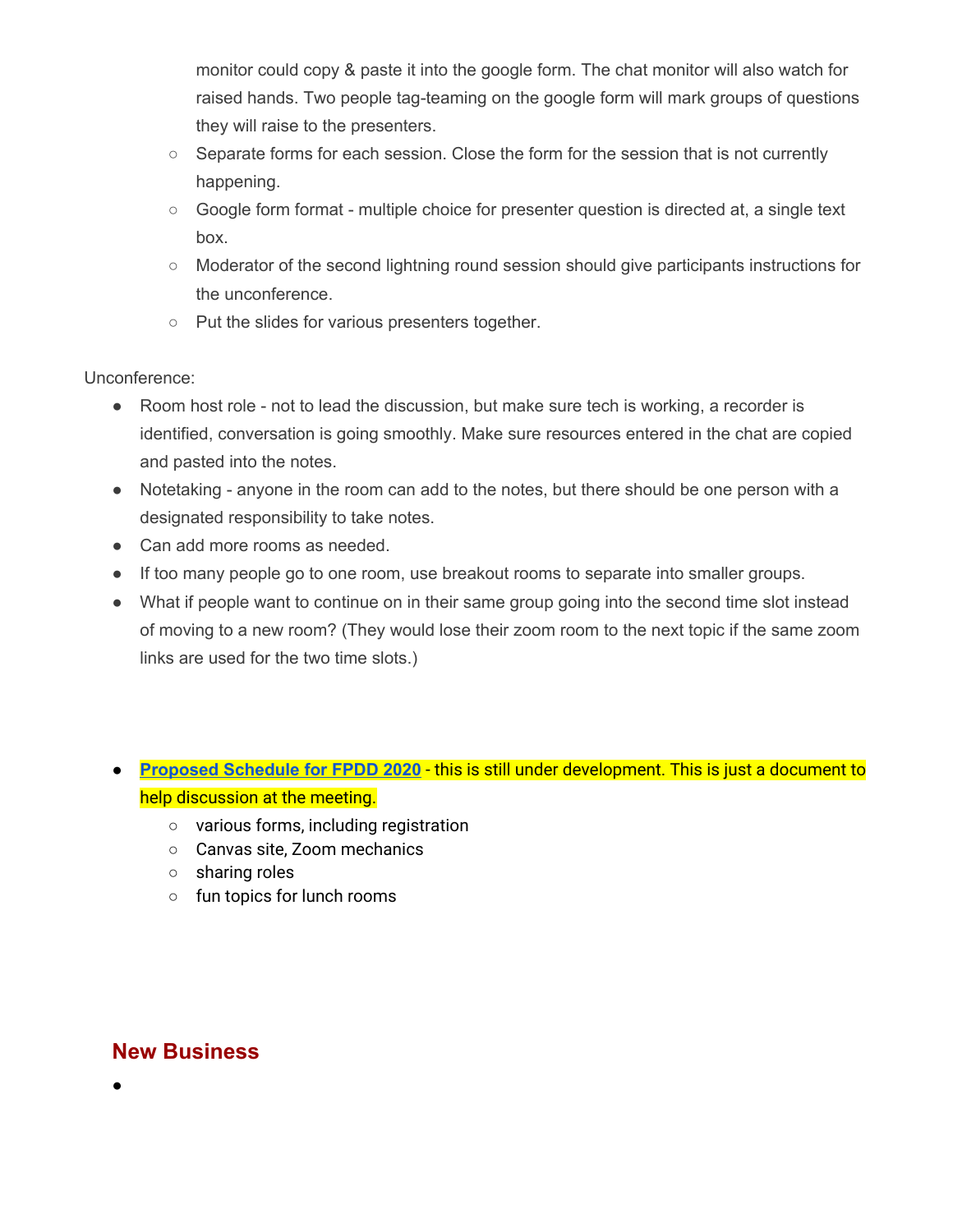monitor could copy & paste it into the google form. The chat monitor will also watch for raised hands. Two people tag-teaming on the google form will mark groups of questions they will raise to the presenters.
  - Separate forms for each session. Close the form for the session that is not currently happening.
  - Google form format - multiple choice for presenter question is directed at, a single text box.
  - Moderator of the second lightning round session should give participants instructions for the unconference.
  - Put the slides for various presenters together.

Unconference:

- Room host role - not to lead the discussion, but make sure tech is working, a recorder is identified, conversation is going smoothly. Make sure resources entered in the chat are copied and pasted into the notes.
- Notetaking - anyone in the room can add to the notes, but there should be one person with a designated responsibility to take notes.
- Can add more rooms as needed.
- If too many people go to one room, use breakout rooms to separate into smaller groups.
- What if people want to continue on in their same group going into the second time slot instead of moving to a new room? (They would lose their zoom room to the next topic if the same zoom links are used for the two time slots.)

- **Proposed Schedule for FPDD 2020** - this is still under development. This is just a document to help discussion at the meeting.
  - various forms, including registration
  - Canvas site, Zoom mechanics
  - sharing roles
  - fun topics for lunch rooms

## New Business

-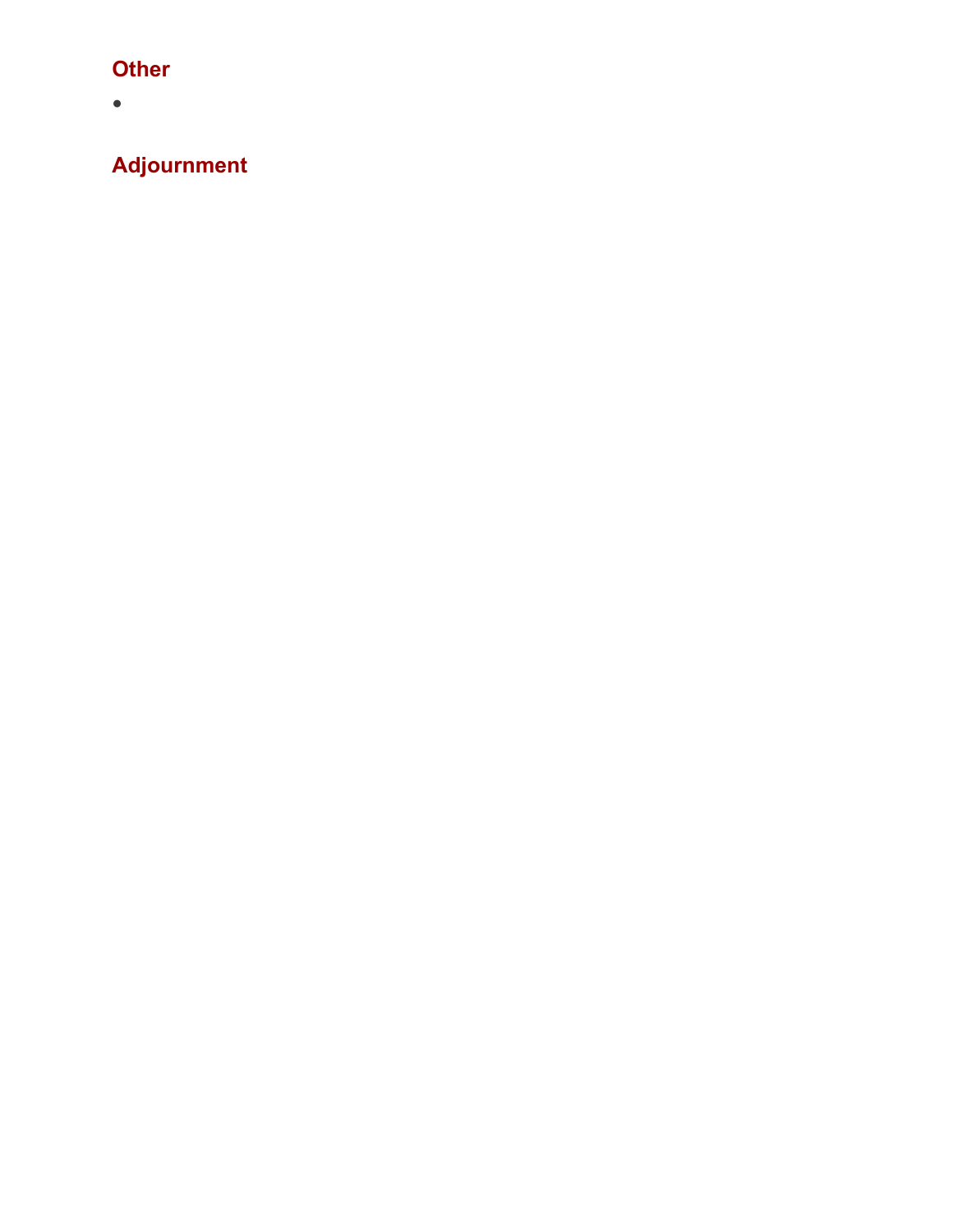## Other

- 

## Adjournment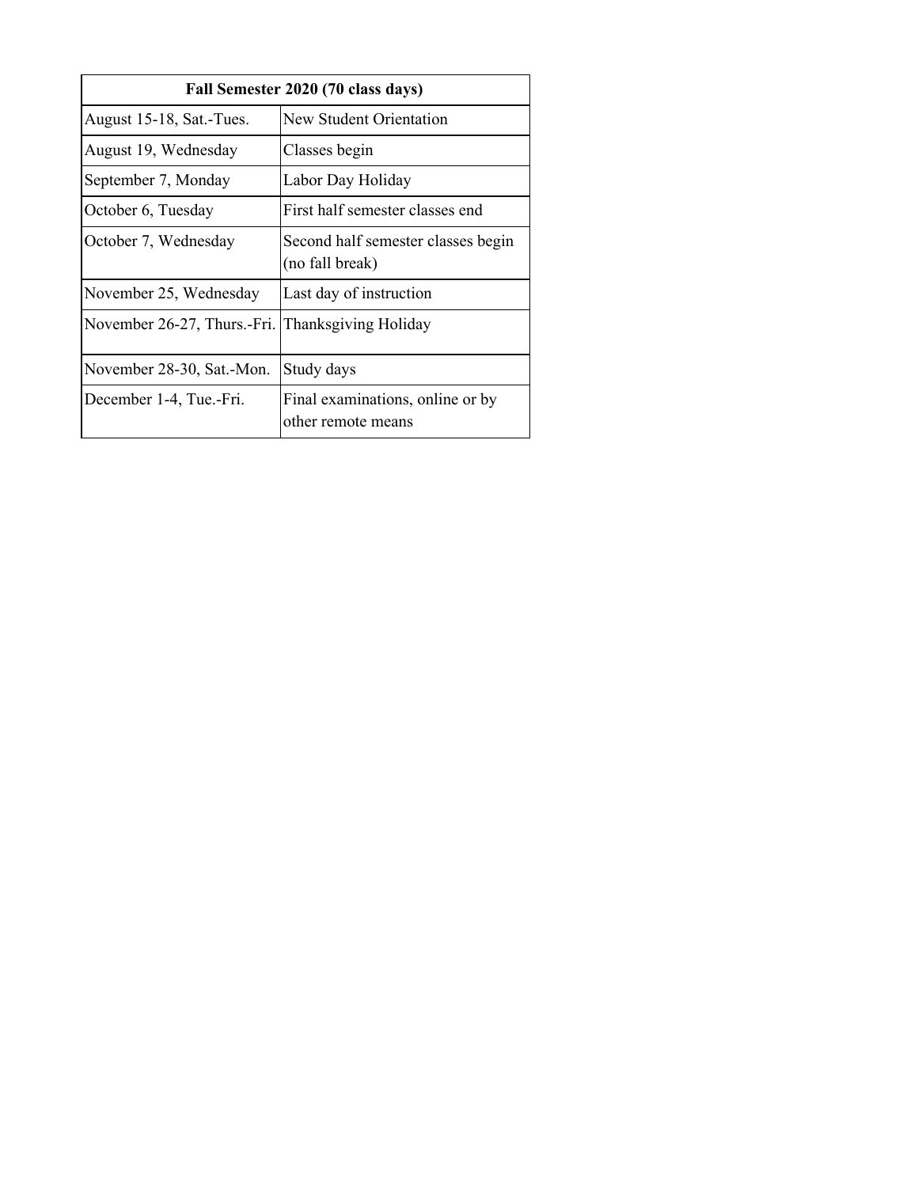| Fall Semester 2020 (70 class days) | |
|---|---|
| August 15-18, Sat.-Tues. | New Student Orientation |
| August 19, Wednesday | Classes begin |
| September 7, Monday | Labor Day Holiday |
| October 6, Tuesday | First half semester classes end |
| October 7, Wednesday | Second half semester classes begin (no fall break) |
| November 25, Wednesday | Last day of instruction |
| November 26-27, Thurs.-Fri. | Thanksgiving Holiday |
| November 28-30, Sat.-Mon. | Study days |
| December 1-4, Tue.-Fri. | Final examinations, online or by other remote means |